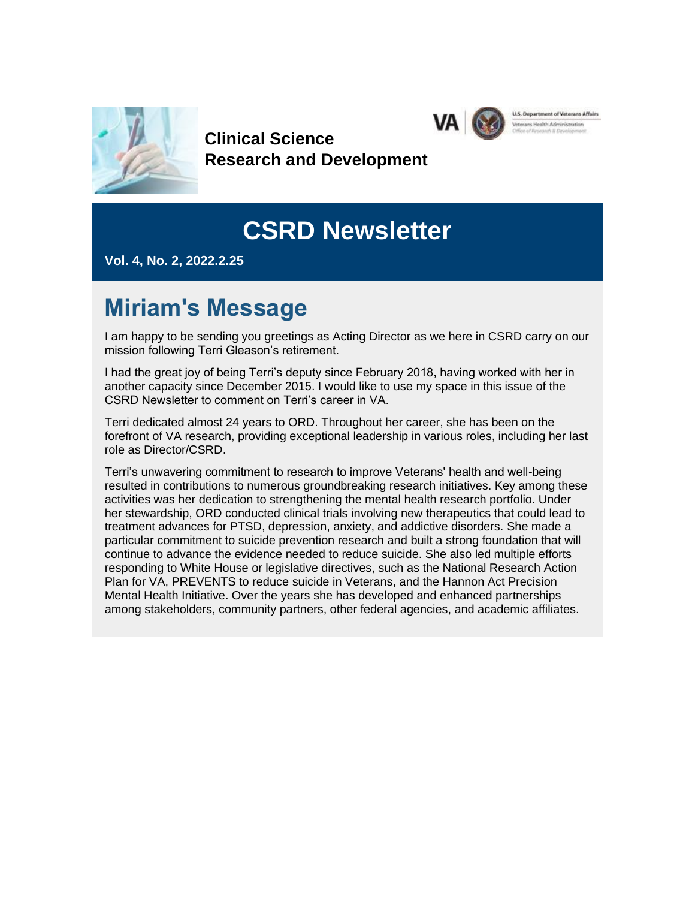**Clinical Science**
**Research and Development**

# CSRD Newsletter

**Vol. 4, No. 2, 2022.2.25**

## Miriam's Message

I am happy to be sending you greetings as Acting Director as we here in CSRD carry on our mission following Terri Gleason's retirement.

I had the great joy of being Terri's deputy since February 2018, having worked with her in another capacity since December 2015. I would like to use my space in this issue of the CSRD Newsletter to comment on Terri's career in VA.

Terri dedicated almost 24 years to ORD. Throughout her career, she has been on the forefront of VA research, providing exceptional leadership in various roles, including her last role as Director/CSRD.

Terri's unwavering commitment to research to improve Veterans' health and well-being resulted in contributions to numerous groundbreaking research initiatives. Key among these activities was her dedication to strengthening the mental health research portfolio. Under her stewardship, ORD conducted clinical trials involving new therapeutics that could lead to treatment advances for PTSD, depression, anxiety, and addictive disorders. She made a particular commitment to suicide prevention research and built a strong foundation that will continue to advance the evidence needed to reduce suicide. She also led multiple efforts responding to White House or legislative directives, such as the National Research Action Plan for VA, PREVENTS to reduce suicide in Veterans, and the Hannon Act Precision Mental Health Initiative. Over the years she has developed and enhanced partnerships among stakeholders, community partners, other federal agencies, and academic affiliates.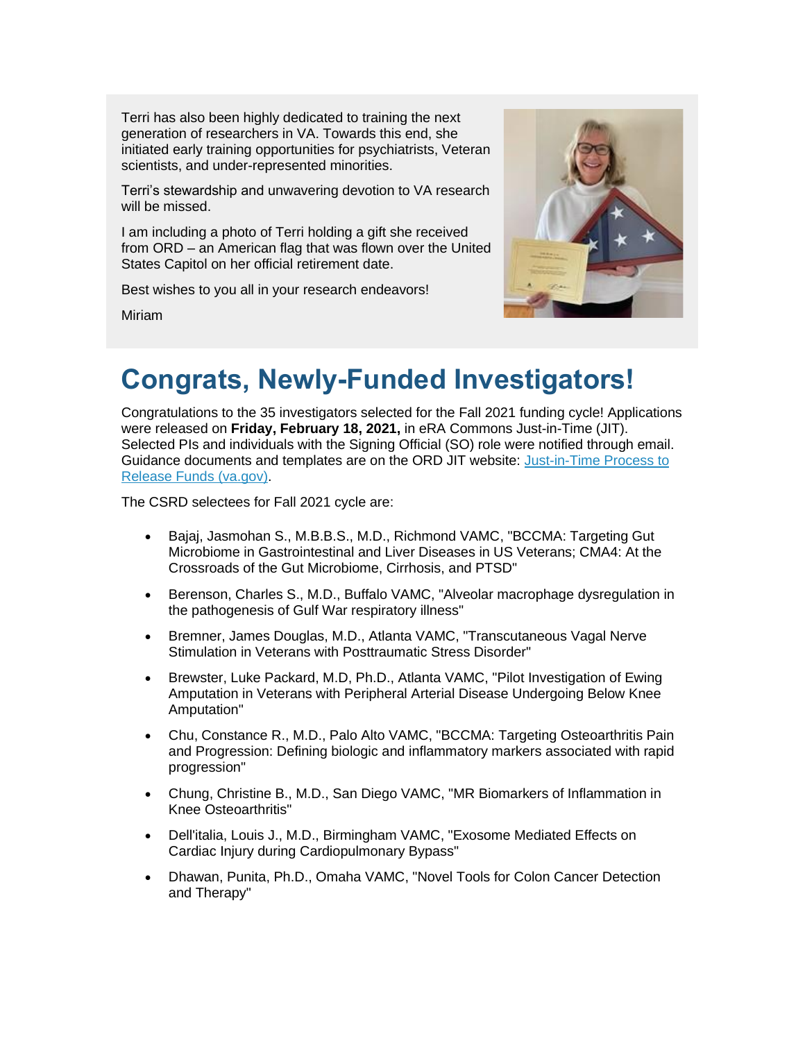Terri has also been highly dedicated to training the next generation of researchers in VA. Towards this end, she initiated early training opportunities for psychiatrists, Veteran scientists, and under-represented minorities.

Terri's stewardship and unwavering devotion to VA research will be missed.

I am including a photo of Terri holding a gift she received from ORD – an American flag that was flown over the United States Capitol on her official retirement date.

Best wishes to you all in your research endeavors!

Miriam

# Congrats, Newly-Funded Investigators!

Congratulations to the 35 investigators selected for the Fall 2021 funding cycle! Applications were released on **Friday, February 18, 2021,** in eRA Commons Just-in-Time (JIT). Selected PIs and individuals with the Signing Official (SO) role were notified through email. Guidance documents and templates are on the ORD JIT website: [Just-in-Time Process to Release Funds (va.gov)](Just-in-Time Process to Release Funds (va.gov)).

The CSRD selectees for Fall 2021 cycle are:

- Bajaj, Jasmohan S., M.B.B.S., M.D., Richmond VAMC, "BCCMA: Targeting Gut Microbiome in Gastrointestinal and Liver Diseases in US Veterans; CMA4: At the Crossroads of the Gut Microbiome, Cirrhosis, and PTSD"
- Berenson, Charles S., M.D., Buffalo VAMC, "Alveolar macrophage dysregulation in the pathogenesis of Gulf War respiratory illness"
- Bremner, James Douglas, M.D., Atlanta VAMC, "Transcutaneous Vagal Nerve Stimulation in Veterans with Posttraumatic Stress Disorder"
- Brewster, Luke Packard, M.D, Ph.D., Atlanta VAMC, "Pilot Investigation of Ewing Amputation in Veterans with Peripheral Arterial Disease Undergoing Below Knee Amputation"
- Chu, Constance R., M.D., Palo Alto VAMC, "BCCMA: Targeting Osteoarthritis Pain and Progression: Defining biologic and inflammatory markers associated with rapid progression"
- Chung, Christine B., M.D., San Diego VAMC, "MR Biomarkers of Inflammation in Knee Osteoarthritis"
- Dell'italia, Louis J., M.D., Birmingham VAMC, "Exosome Mediated Effects on Cardiac Injury during Cardiopulmonary Bypass"
- Dhawan, Punita, Ph.D., Omaha VAMC, "Novel Tools for Colon Cancer Detection and Therapy"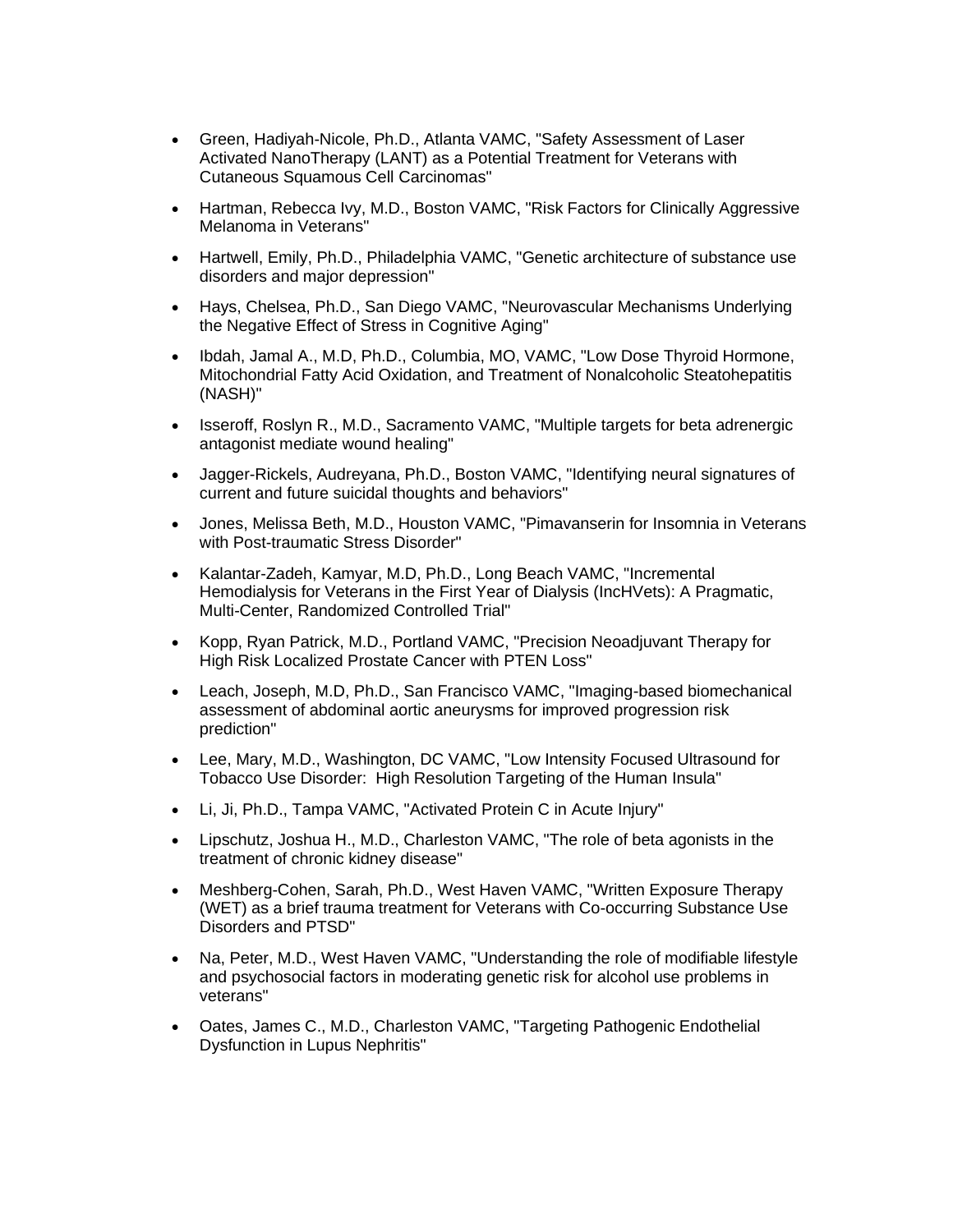- Green, Hadiyah-Nicole, Ph.D., Atlanta VAMC, "Safety Assessment of Laser Activated NanoTherapy (LANT) as a Potential Treatment for Veterans with Cutaneous Squamous Cell Carcinomas"
- Hartman, Rebecca Ivy, M.D., Boston VAMC, "Risk Factors for Clinically Aggressive Melanoma in Veterans"
- Hartwell, Emily, Ph.D., Philadelphia VAMC, "Genetic architecture of substance use disorders and major depression"
- Hays, Chelsea, Ph.D., San Diego VAMC, "Neurovascular Mechanisms Underlying the Negative Effect of Stress in Cognitive Aging"
- Ibdah, Jamal A., M.D, Ph.D., Columbia, MO, VAMC, "Low Dose Thyroid Hormone, Mitochondrial Fatty Acid Oxidation, and Treatment of Nonalcoholic Steatohepatitis (NASH)"
- Isseroff, Roslyn R., M.D., Sacramento VAMC, "Multiple targets for beta adrenergic antagonist mediate wound healing"
- Jagger-Rickels, Audreyana, Ph.D., Boston VAMC, "Identifying neural signatures of current and future suicidal thoughts and behaviors"
- Jones, Melissa Beth, M.D., Houston VAMC, "Pimavanserin for Insomnia in Veterans with Post-traumatic Stress Disorder"
- Kalantar-Zadeh, Kamyar, M.D, Ph.D., Long Beach VAMC, "Incremental Hemodialysis for Veterans in the First Year of Dialysis (IncHVets): A Pragmatic, Multi-Center, Randomized Controlled Trial"
- Kopp, Ryan Patrick, M.D., Portland VAMC, "Precision Neoadjuvant Therapy for High Risk Localized Prostate Cancer with PTEN Loss"
- Leach, Joseph, M.D, Ph.D., San Francisco VAMC, "Imaging-based biomechanical assessment of abdominal aortic aneurysms for improved progression risk prediction"
- Lee, Mary, M.D., Washington, DC VAMC, "Low Intensity Focused Ultrasound for Tobacco Use Disorder: High Resolution Targeting of the Human Insula"
- Li, Ji, Ph.D., Tampa VAMC, "Activated Protein C in Acute Injury"
- Lipschutz, Joshua H., M.D., Charleston VAMC, "The role of beta agonists in the treatment of chronic kidney disease"
- Meshberg-Cohen, Sarah, Ph.D., West Haven VAMC, "Written Exposure Therapy (WET) as a brief trauma treatment for Veterans with Co-occurring Substance Use Disorders and PTSD"
- Na, Peter, M.D., West Haven VAMC, "Understanding the role of modifiable lifestyle and psychosocial factors in moderating genetic risk for alcohol use problems in veterans"
- Oates, James C., M.D., Charleston VAMC, "Targeting Pathogenic Endothelial Dysfunction in Lupus Nephritis"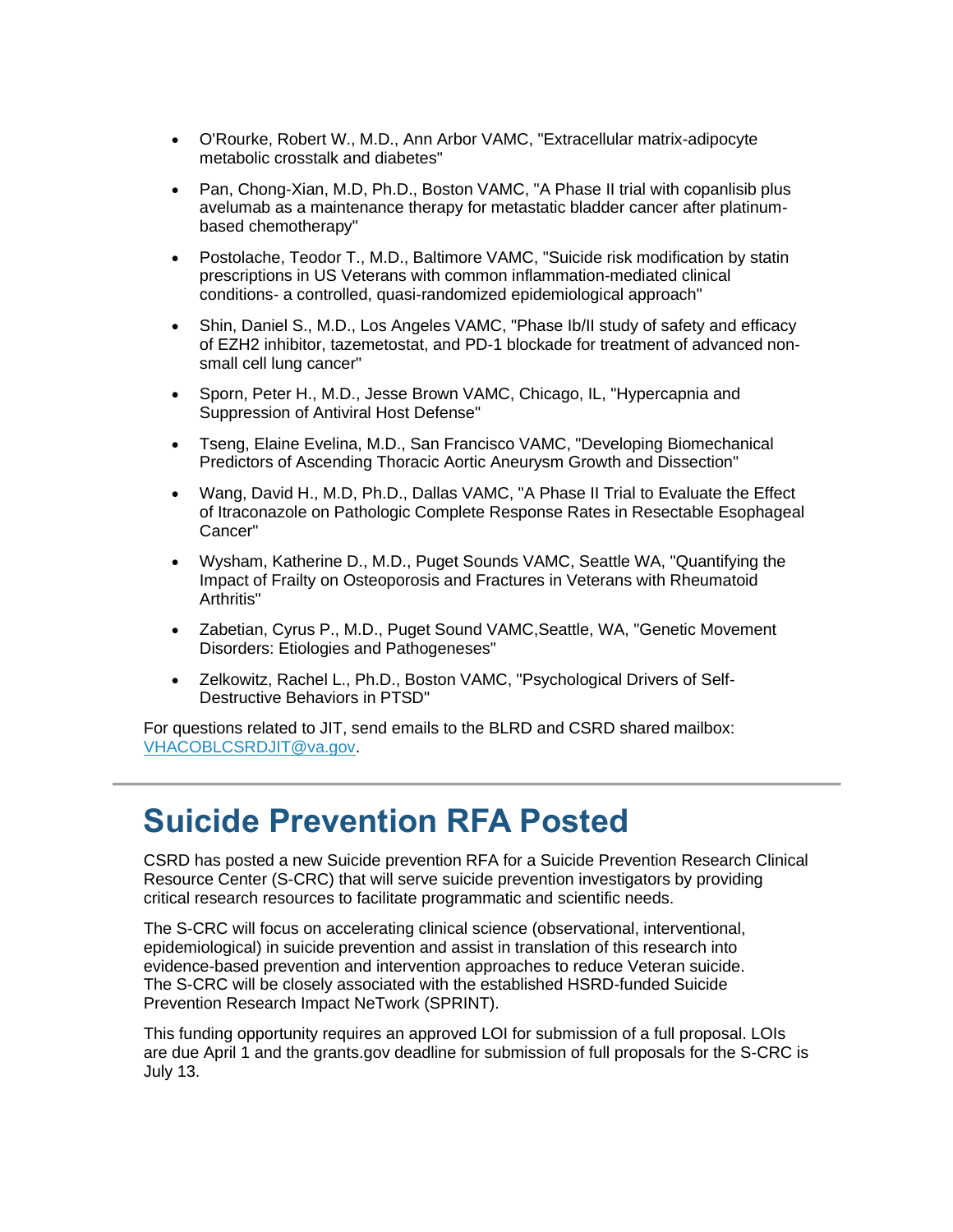- O'Rourke, Robert W., M.D., Ann Arbor VAMC, "Extracellular matrix-adipocyte metabolic crosstalk and diabetes"
- Pan, Chong-Xian, M.D, Ph.D., Boston VAMC, "A Phase II trial with copanlisib plus avelumab as a maintenance therapy for metastatic bladder cancer after platinum-based chemotherapy"
- Postolache, Teodor T., M.D., Baltimore VAMC, "Suicide risk modification by statin prescriptions in US Veterans with common inflammation-mediated clinical conditions- a controlled, quasi-randomized epidemiological approach"
- Shin, Daniel S., M.D., Los Angeles VAMC, "Phase Ib/II study of safety and efficacy of EZH2 inhibitor, tazemetostat, and PD-1 blockade for treatment of advanced non-small cell lung cancer"
- Sporn, Peter H., M.D., Jesse Brown VAMC, Chicago, IL, "Hypercapnia and Suppression of Antiviral Host Defense"
- Tseng, Elaine Evelina, M.D., San Francisco VAMC, "Developing Biomechanical Predictors of Ascending Thoracic Aortic Aneurysm Growth and Dissection"
- Wang, David H., M.D, Ph.D., Dallas VAMC, "A Phase II Trial to Evaluate the Effect of Itraconazole on Pathologic Complete Response Rates in Resectable Esophageal Cancer"
- Wysham, Katherine D., M.D., Puget Sounds VAMC, Seattle WA, "Quantifying the Impact of Frailty on Osteoporosis and Fractures in Veterans with Rheumatoid Arthritis"
- Zabetian, Cyrus P., M.D., Puget Sound VAMC,Seattle, WA, "Genetic Movement Disorders: Etiologies and Pathogeneses"
- Zelkowitz, Rachel L., Ph.D., Boston VAMC, "Psychological Drivers of Self-Destructive Behaviors in PTSD"

For questions related to JIT, send emails to the BLRD and CSRD shared mailbox: VHACOBLCSRDJIT@va.gov.

---

# Suicide Prevention RFA Posted

CSRD has posted a new Suicide prevention RFA for a Suicide Prevention Research Clinical Resource Center (S-CRC) that will serve suicide prevention investigators by providing critical research resources to facilitate programmatic and scientific needs.

The S-CRC will focus on accelerating clinical science (observational, interventional, epidemiological) in suicide prevention and assist in translation of this research into evidence-based prevention and intervention approaches to reduce Veteran suicide. The S-CRC will be closely associated with the established HSRD-funded Suicide Prevention Research Impact NeTwork (SPRINT).

This funding opportunity requires an approved LOI for submission of a full proposal. LOIs are due April 1 and the grants.gov deadline for submission of full proposals for the S-CRC is July 13.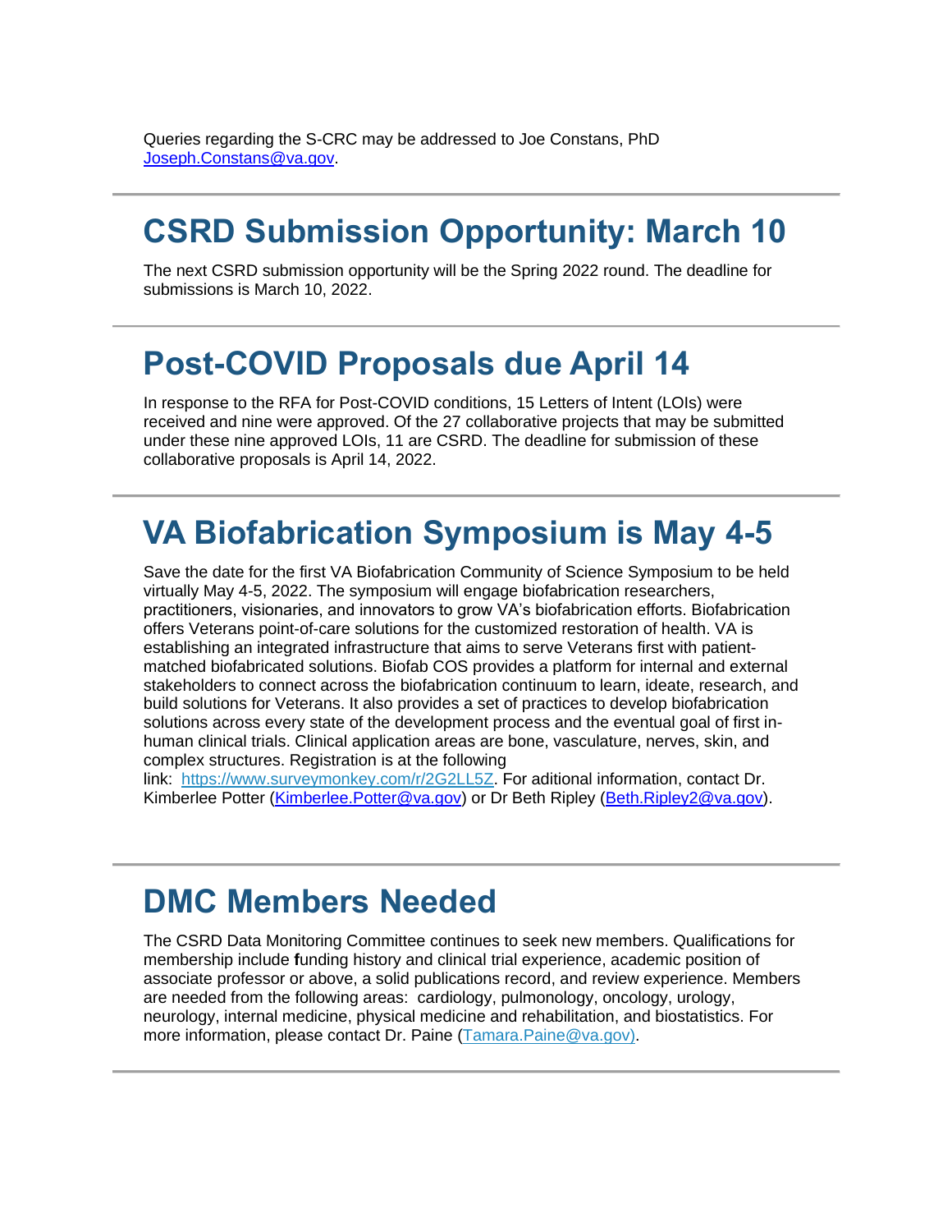Queries regarding the S-CRC may be addressed to Joe Constans, PhD Joseph.Constans@va.gov.

---

# CSRD Submission Opportunity: March 10

The next CSRD submission opportunity will be the Spring 2022 round. The deadline for submissions is March 10, 2022.

---

# Post-COVID Proposals due April 14

In response to the RFA for Post-COVID conditions, 15 Letters of Intent (LOIs) were received and nine were approved. Of the 27 collaborative projects that may be submitted under these nine approved LOIs, 11 are CSRD. The deadline for submission of these collaborative proposals is April 14, 2022.

---

# VA Biofabrication Symposium is May 4-5

Save the date for the first VA Biofabrication Community of Science Symposium to be held virtually May 4-5, 2022. The symposium will engage biofabrication researchers, practitioners, visionaries, and innovators to grow VA's biofabrication efforts. Biofabrication offers Veterans point-of-care solutions for the customized restoration of health. VA is establishing an integrated infrastructure that aims to serve Veterans first with patient-matched biofabricated solutions. Biofab COS provides a platform for internal and external stakeholders to connect across the biofabrication continuum to learn, ideate, research, and build solutions for Veterans. It also provides a set of practices to develop biofabrication solutions across every state of the development process and the eventual goal of first in-human clinical trials. Clinical application areas are bone, vasculature, nerves, skin, and complex structures. Registration is at the following link: https://www.surveymonkey.com/r/2G2LL5Z. For aditional information, contact Dr. Kimberlee Potter (Kimberlee.Potter@va.gov) or Dr Beth Ripley (Beth.Ripley2@va.gov).

---

# DMC Members Needed

The CSRD Data Monitoring Committee continues to seek new members. Qualifications for membership include funding history and clinical trial experience, academic position of associate professor or above, a solid publications record, and review experience. Members are needed from the following areas: cardiology, pulmonology, oncology, urology, neurology, internal medicine, physical medicine and rehabilitation, and biostatistics. For more information, please contact Dr. Paine (Tamara.Paine@va.gov).

---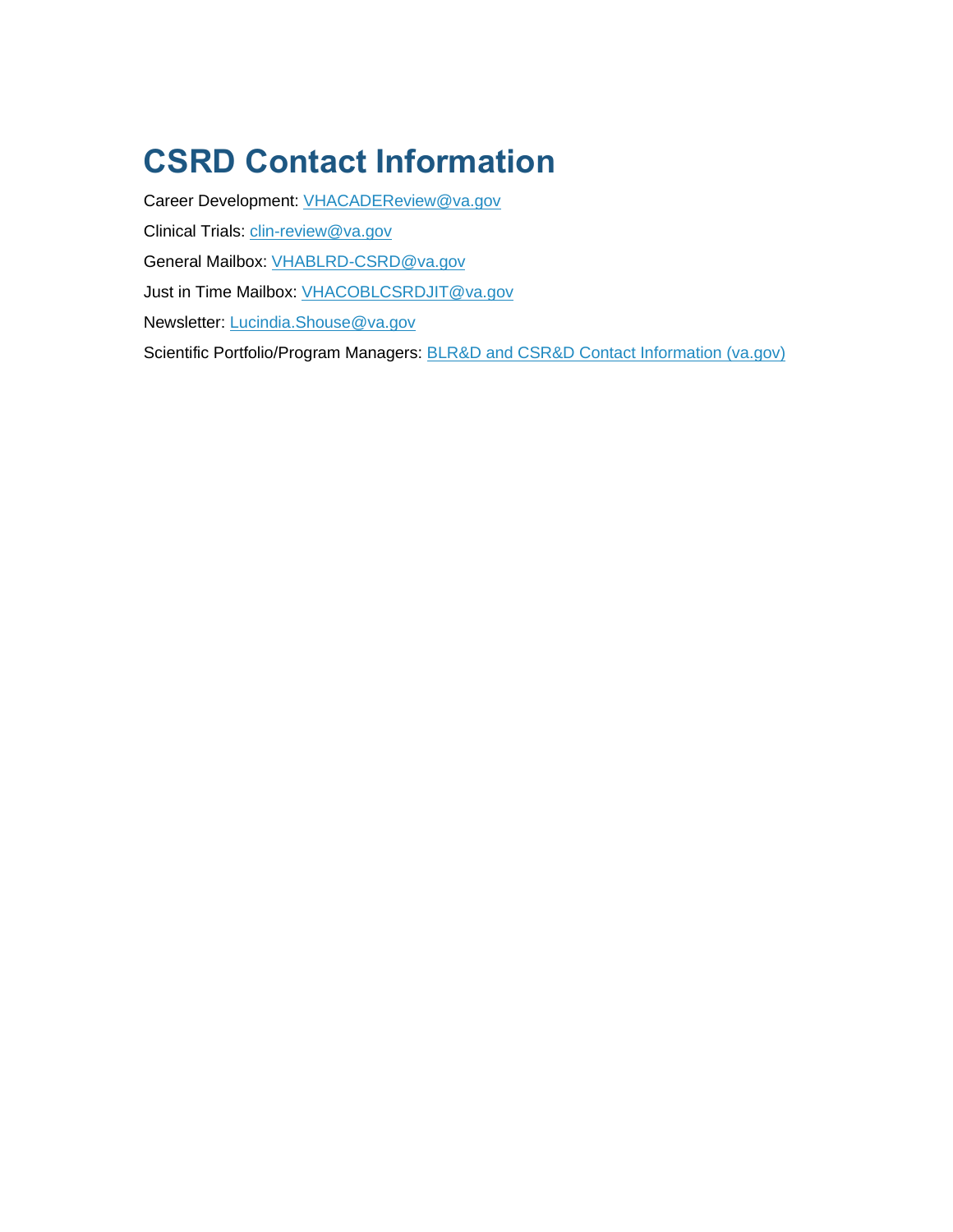# CSRD Contact Information

Career Development: VHACADEReview@va.gov

Clinical Trials: clin-review@va.gov

General Mailbox: VHABLRD-CSRD@va.gov

Just in Time Mailbox: VHACOBLCSRDJIT@va.gov

Newsletter: Lucindia.Shouse@va.gov

Scientific Portfolio/Program Managers: BLR&D and CSR&D Contact Information (va.gov)